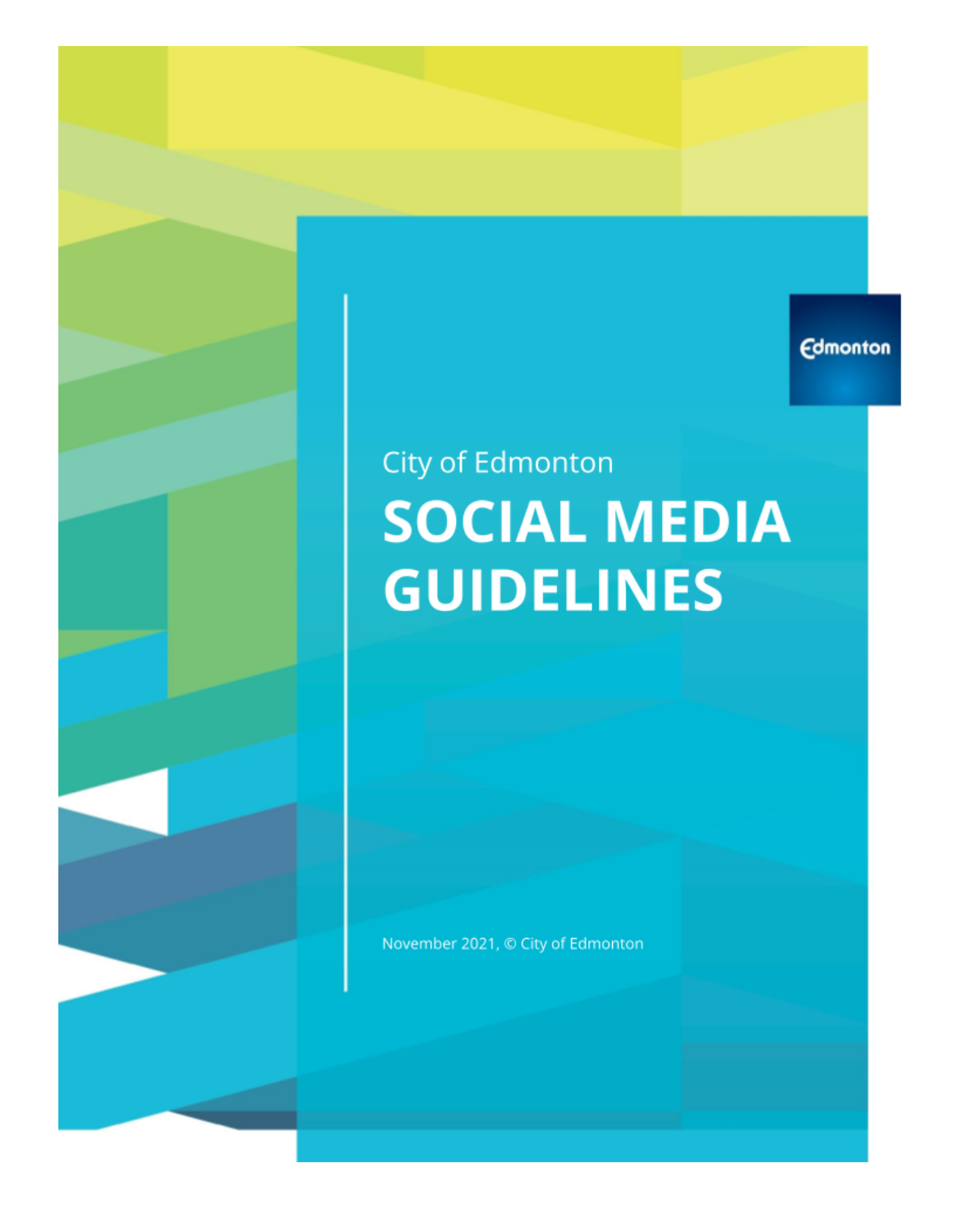Edmonton

City of Edmonton

# SOCIAL MEDIA GUIDELINES

November 2021, © City of Edmonton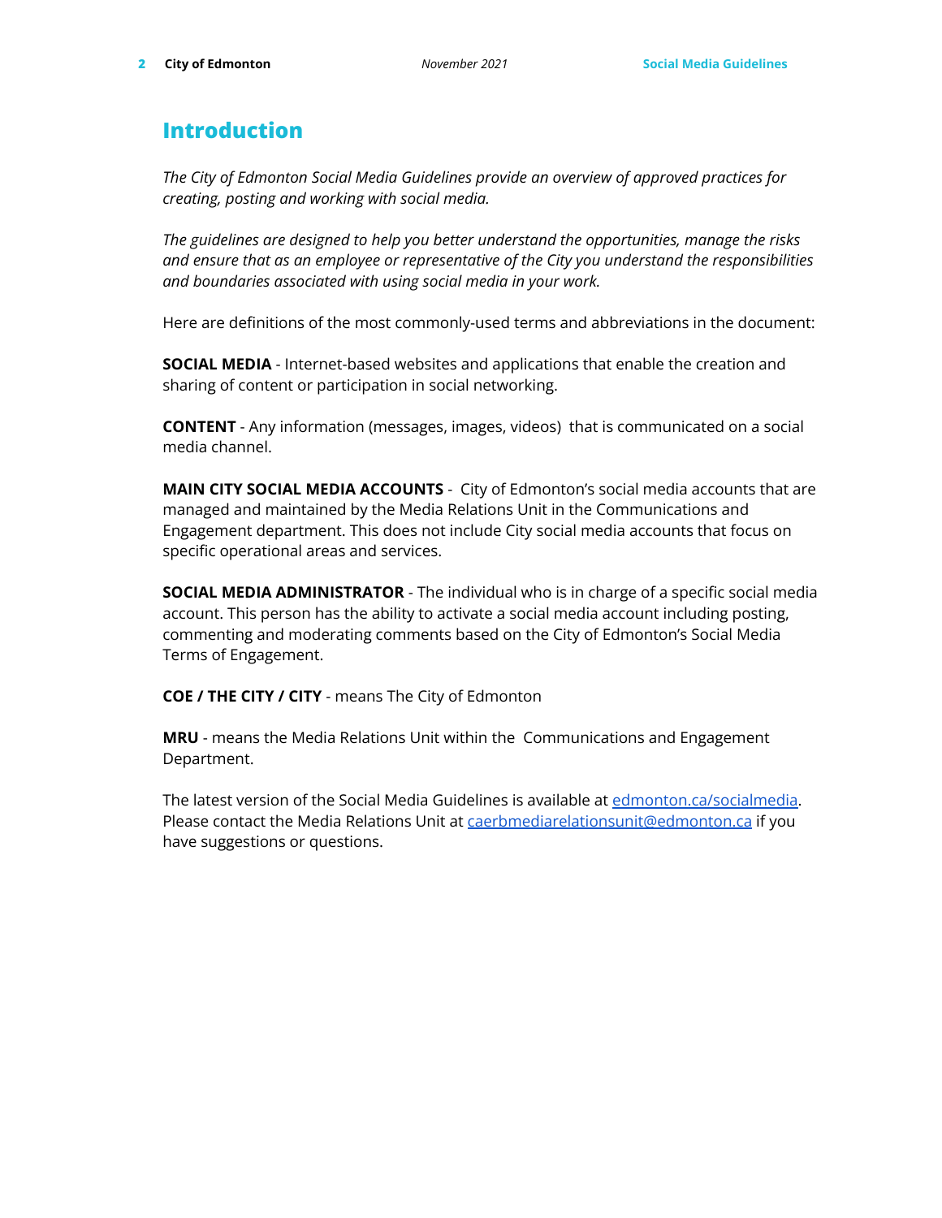# Introduction

*The City of Edmonton Social Media Guidelines provide an overview of approved practices for creating, posting and working with social media.*

*The guidelines are designed to help you better understand the opportunities, manage the risks and ensure that as an employee or representative of the City you understand the responsibilities and boundaries associated with using social media in your work.*

Here are definitions of the most commonly-used terms and abbreviations in the document:

**SOCIAL MEDIA** - Internet-based websites and applications that enable the creation and sharing of content or participation in social networking.

**CONTENT** - Any information (messages, images, videos) that is communicated on a social media channel.

**MAIN CITY SOCIAL MEDIA ACCOUNTS** - City of Edmonton's social media accounts that are managed and maintained by the Media Relations Unit in the Communications and Engagement department. This does not include City social media accounts that focus on specific operational areas and services.

**SOCIAL MEDIA ADMINISTRATOR** - The individual who is in charge of a specific social media account. This person has the ability to activate a social media account including posting, commenting and moderating comments based on the City of Edmonton's Social Media Terms of Engagement.

**COE / THE CITY / CITY** - means The City of Edmonton

**MRU** - means the Media Relations Unit within the Communications and Engagement Department.

The latest version of the Social Media Guidelines is available at [edmonton.ca/socialmedia](edmonton.ca/socialmedia). Please contact the Media Relations Unit at [caerbmediarelationsunit@edmonton.ca](mailto:caerbmediarelationsunit@edmonton.ca) if you have suggestions or questions.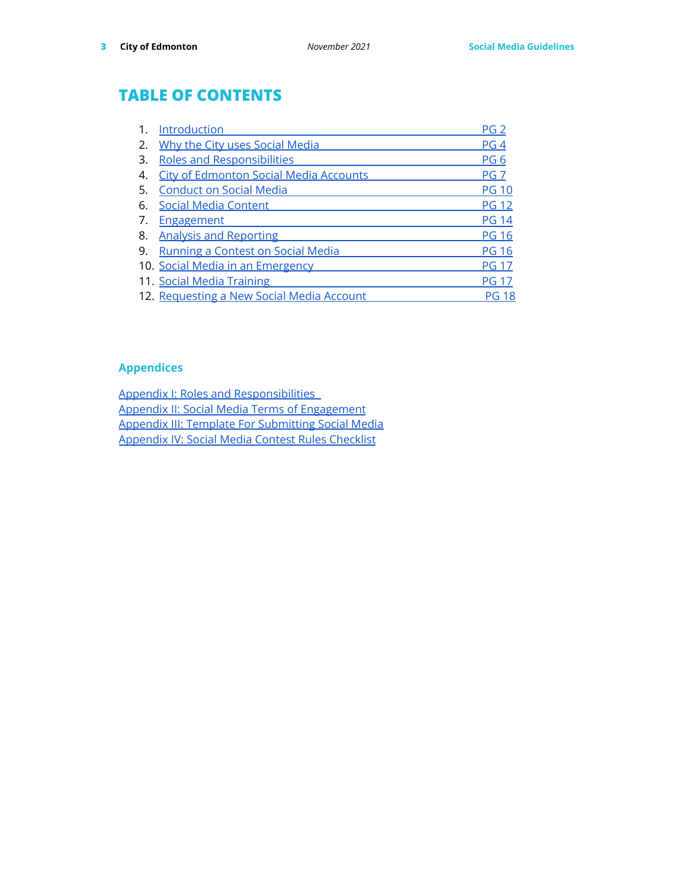# TABLE OF CONTENTS

1. Introduction PG 2
2. Why the City uses Social Media PG 4
3. Roles and Responsibilities PG 6
4. City of Edmonton Social Media Accounts PG 7
5. Conduct on Social Media PG 10
6. Social Media Content PG 12
7. Engagement PG 14
8. Analysis and Reporting PG 16
9. Running a Contest on Social Media PG 16
10. Social Media in an Emergency PG 17
11. Social Media Training PG 17
12. Requesting a New Social Media Account PG 18

## Appendices

Appendix I: Roles and Responsibilities
Appendix II: Social Media Terms of Engagement
Appendix III: Template For Submitting Social Media
Appendix IV: Social Media Contest Rules Checklist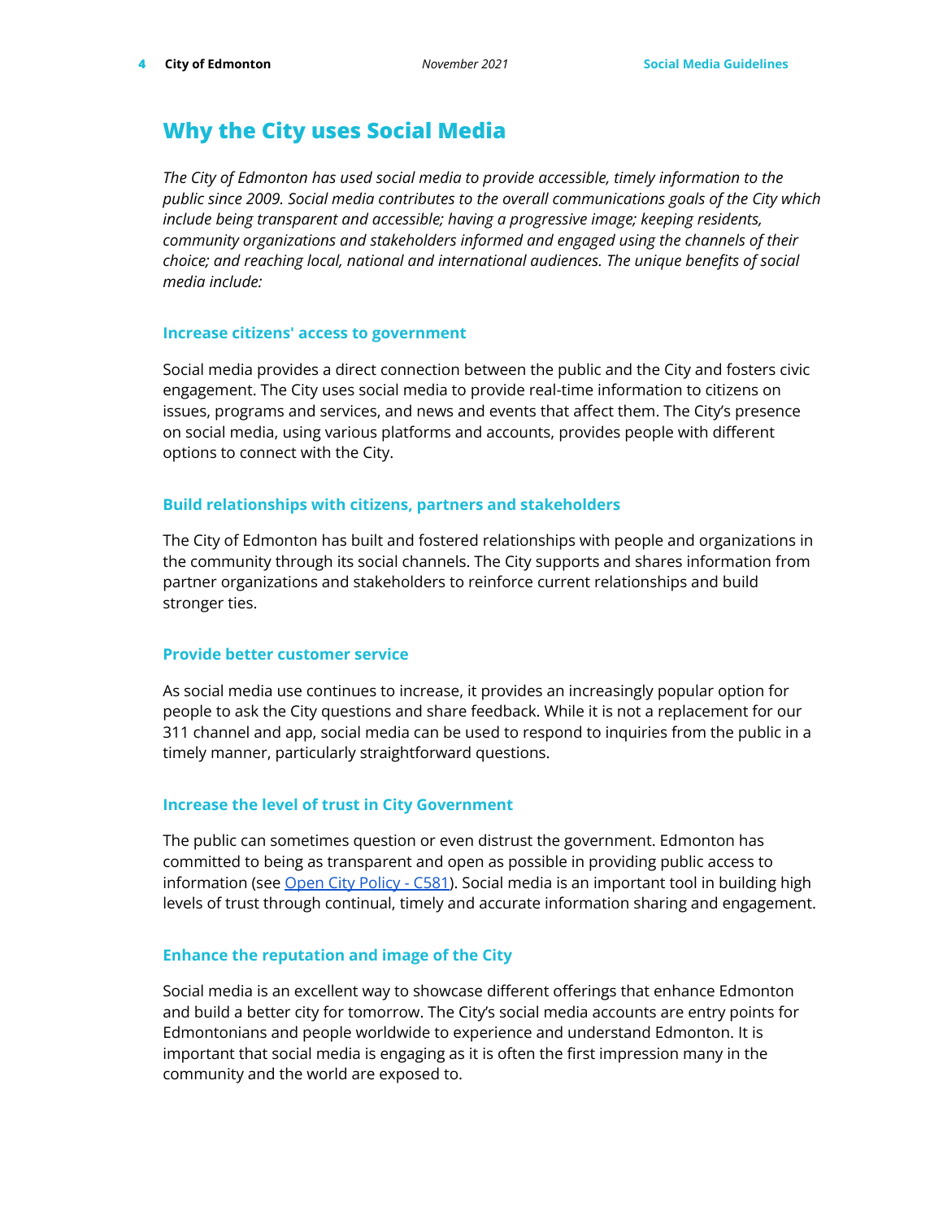# Why the City uses Social Media

*The City of Edmonton has used social media to provide accessible, timely information to the public since 2009. Social media contributes to the overall communications goals of the City which include being transparent and accessible; having a progressive image; keeping residents, community organizations and stakeholders informed and engaged using the channels of their choice; and reaching local, national and international audiences. The unique benefits of social media include:*

### Increase citizens' access to government

Social media provides a direct connection between the public and the City and fosters civic engagement. The City uses social media to provide real-time information to citizens on issues, programs and services, and news and events that affect them. The City's presence on social media, using various platforms and accounts, provides people with different options to connect with the City.

### Build relationships with citizens, partners and stakeholders

The City of Edmonton has built and fostered relationships with people and organizations in the community through its social channels. The City supports and shares information from partner organizations and stakeholders to reinforce current relationships and build stronger ties.

### Provide better customer service

As social media use continues to increase, it provides an increasingly popular option for people to ask the City questions and share feedback. While it is not a replacement for our 311 channel and app, social media can be used to respond to inquiries from the public in a timely manner, particularly straightforward questions.

### Increase the level of trust in City Government

The public can sometimes question or even distrust the government. Edmonton has committed to being as transparent and open as possible in providing public access to information (see [Open City Policy - C581]). Social media is an important tool in building high levels of trust through continual, timely and accurate information sharing and engagement.

### Enhance the reputation and image of the City

Social media is an excellent way to showcase different offerings that enhance Edmonton and build a better city for tomorrow. The City's social media accounts are entry points for Edmontonians and people worldwide to experience and understand Edmonton. It is important that social media is engaging as it is often the first impression many in the community and the world are exposed to.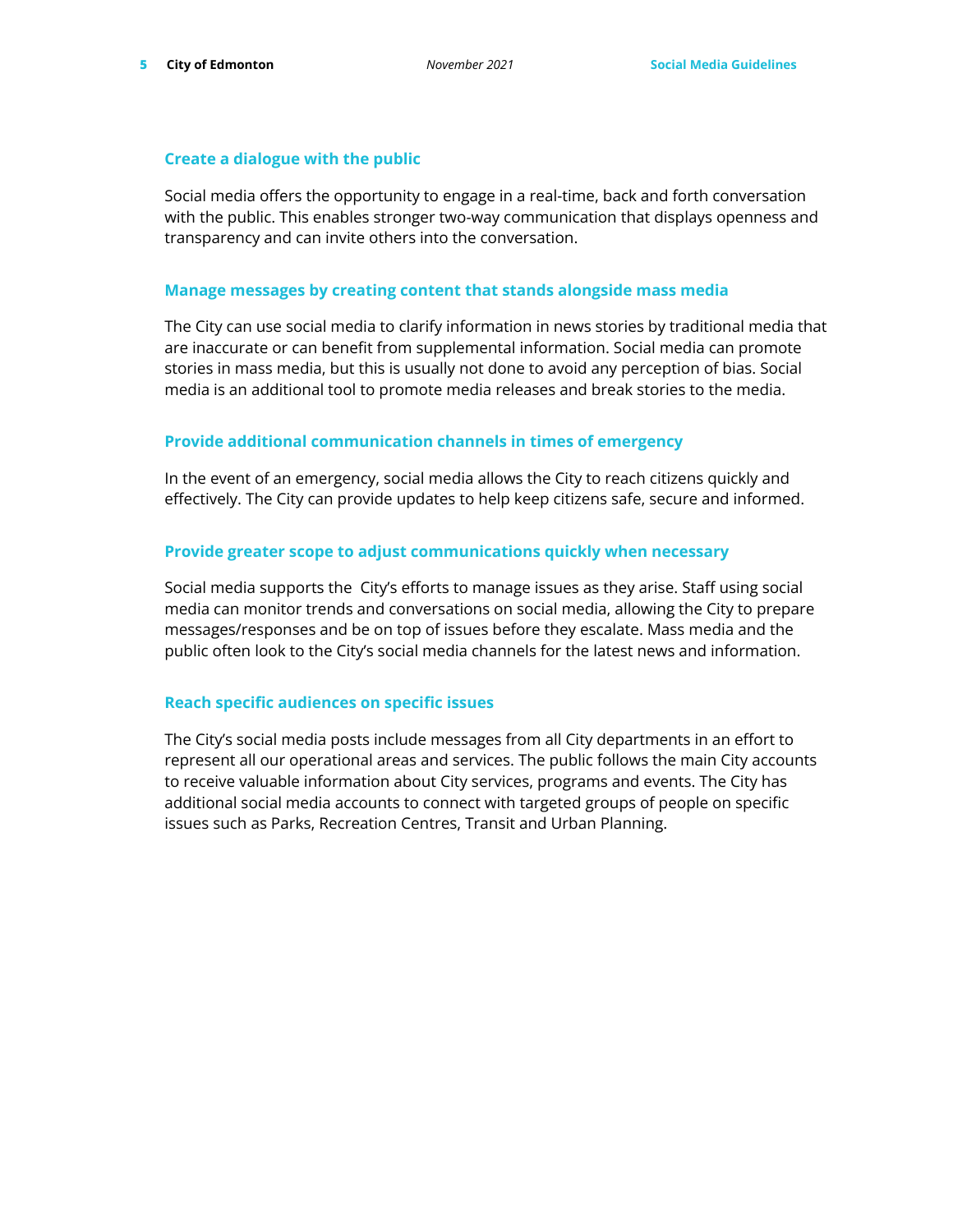### Create a dialogue with the public

Social media offers the opportunity to engage in a real-time, back and forth conversation with the public. This enables stronger two-way communication that displays openness and transparency and can invite others into the conversation.

### Manage messages by creating content that stands alongside mass media

The City can use social media to clarify information in news stories by traditional media that are inaccurate or can benefit from supplemental information. Social media can promote stories in mass media, but this is usually not done to avoid any perception of bias. Social media is an additional tool to promote media releases and break stories to the media.

### Provide additional communication channels in times of emergency

In the event of an emergency, social media allows the City to reach citizens quickly and effectively. The City can provide updates to help keep citizens safe, secure and informed.

### Provide greater scope to adjust communications quickly when necessary

Social media supports the City's efforts to manage issues as they arise. Staff using social media can monitor trends and conversations on social media, allowing the City to prepare messages/responses and be on top of issues before they escalate. Mass media and the public often look to the City's social media channels for the latest news and information.

### Reach specific audiences on specific issues

The City's social media posts include messages from all City departments in an effort to represent all our operational areas and services. The public follows the main City accounts to receive valuable information about City services, programs and events. The City has additional social media accounts to connect with targeted groups of people on specific issues such as Parks, Recreation Centres, Transit and Urban Planning.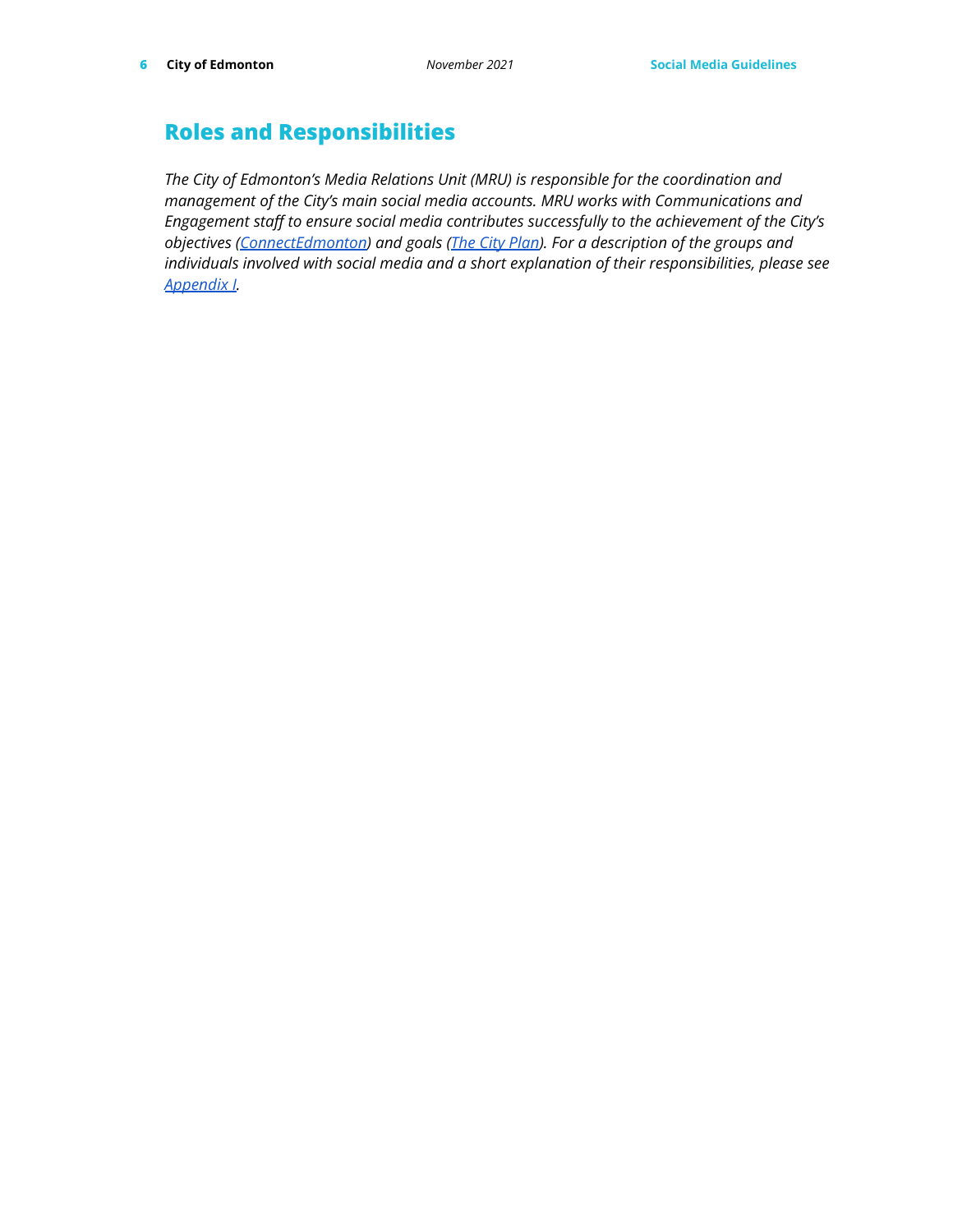# Roles and Responsibilities

*The City of Edmonton's Media Relations Unit (MRU) is responsible for the coordination and management of the City's main social media accounts. MRU works with Communications and Engagement staff to ensure social media contributes successfully to the achievement of the City's objectives (ConnectEdmonton) and goals (The City Plan). For a description of the groups and individuals involved with social media and a short explanation of their responsibilities, please see Appendix I.*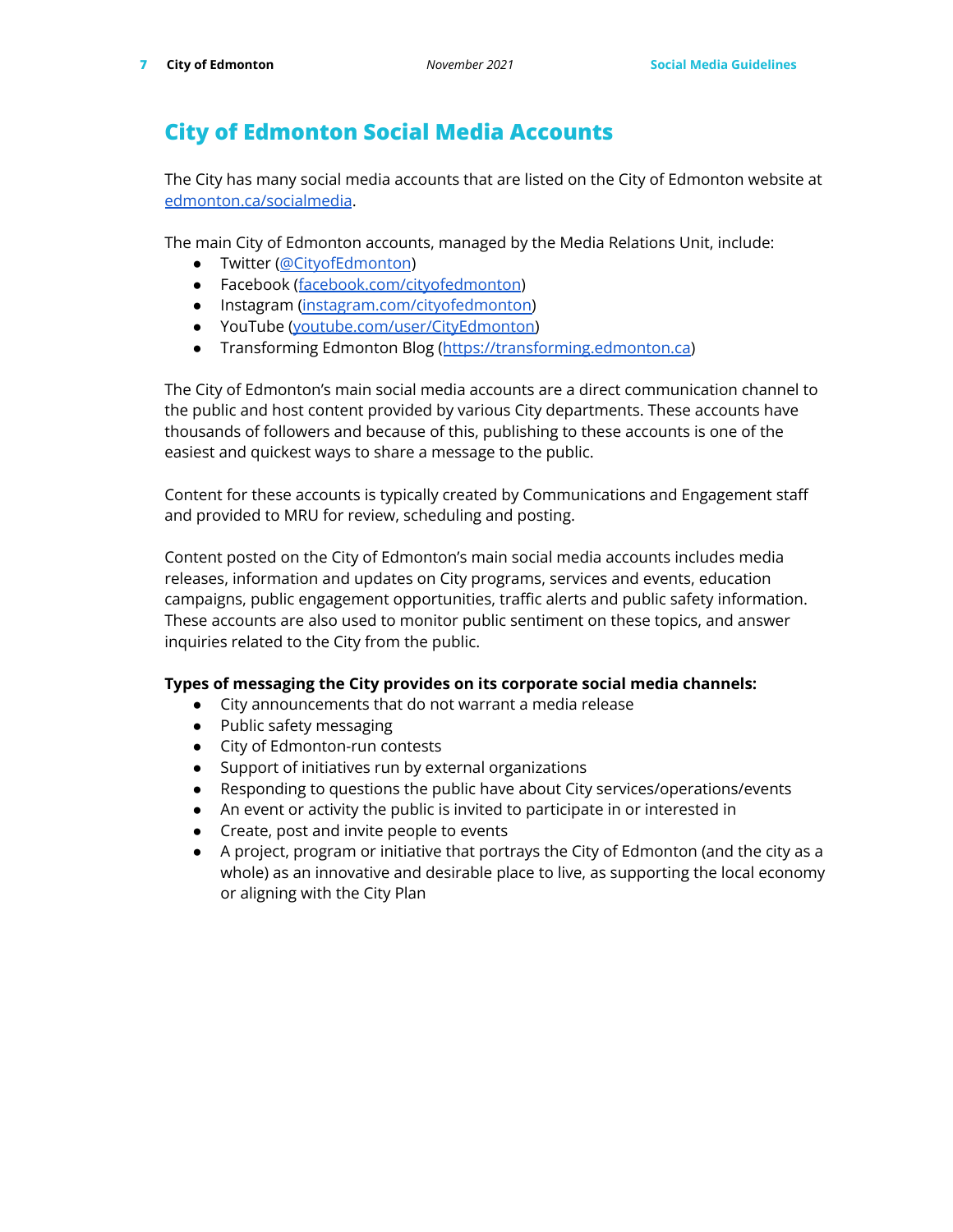# City of Edmonton Social Media Accounts

The City has many social media accounts that are listed on the City of Edmonton website at edmonton.ca/socialmedia.

The main City of Edmonton accounts, managed by the Media Relations Unit, include:

- Twitter (@CityofEdmonton)
- Facebook (facebook.com/cityofedmonton)
- Instagram (instagram.com/cityofedmonton)
- YouTube (youtube.com/user/CityEdmonton)
- Transforming Edmonton Blog (https://transforming.edmonton.ca)

The City of Edmonton's main social media accounts are a direct communication channel to the public and host content provided by various City departments. These accounts have thousands of followers and because of this, publishing to these accounts is one of the easiest and quickest ways to share a message to the public.

Content for these accounts is typically created by Communications and Engagement staff and provided to MRU for review, scheduling and posting.

Content posted on the City of Edmonton's main social media accounts includes media releases, information and updates on City programs, services and events, education campaigns, public engagement opportunities, traffic alerts and public safety information. These accounts are also used to monitor public sentiment on these topics, and answer inquiries related to the City from the public.

**Types of messaging the City provides on its corporate social media channels:**

- City announcements that do not warrant a media release
- Public safety messaging
- City of Edmonton-run contests
- Support of initiatives run by external organizations
- Responding to questions the public have about City services/operations/events
- An event or activity the public is invited to participate in or interested in
- Create, post and invite people to events
- A project, program or initiative that portrays the City of Edmonton (and the city as a whole) as an innovative and desirable place to live, as supporting the local economy or aligning with the City Plan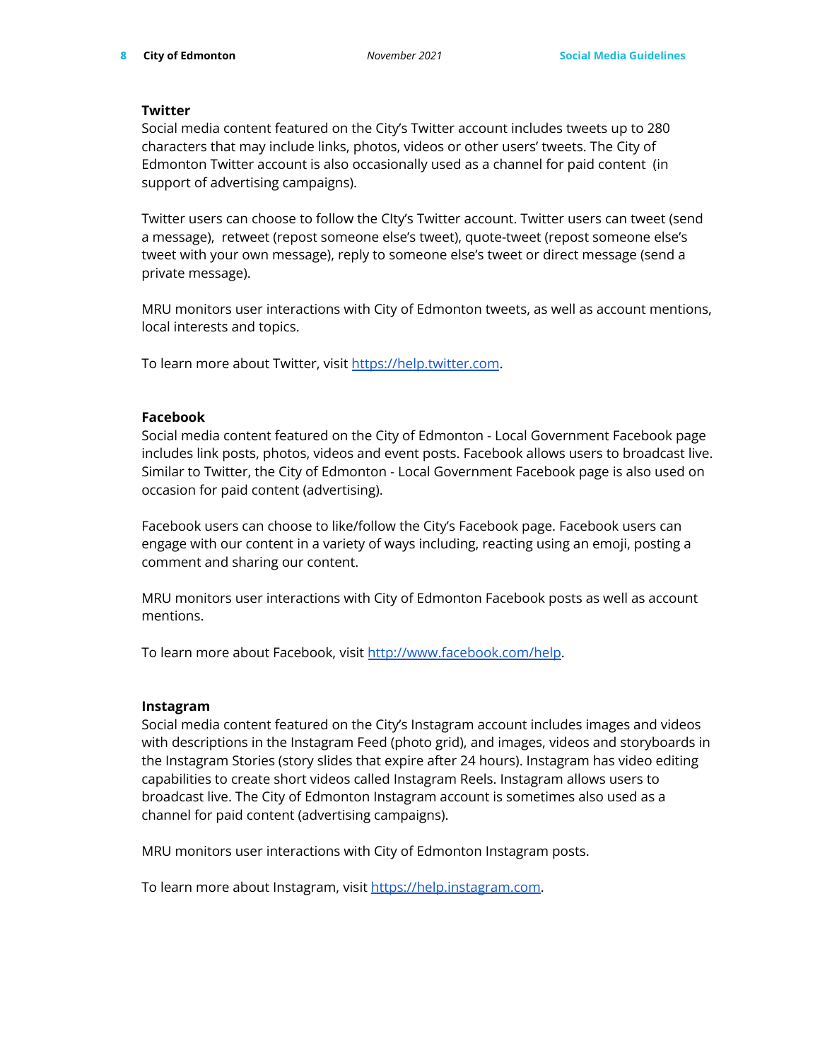### Twitter

Social media content featured on the City's Twitter account includes tweets up to 280 characters that may include links, photos, videos or other users' tweets. The City of Edmonton Twitter account is also occasionally used as a channel for paid content (in support of advertising campaigns).

Twitter users can choose to follow the CIty's Twitter account. Twitter users can tweet (send a message), retweet (repost someone else's tweet), quote-tweet (repost someone else's tweet with your own message), reply to someone else's tweet or direct message (send a private message).

MRU monitors user interactions with City of Edmonton tweets, as well as account mentions, local interests and topics.

To learn more about Twitter, visit [https://help.twitter.com](https://help.twitter.com).

### Facebook

Social media content featured on the City of Edmonton - Local Government Facebook page includes link posts, photos, videos and event posts. Facebook allows users to broadcast live. Similar to Twitter, the City of Edmonton - Local Government Facebook page is also used on occasion for paid content (advertising).

Facebook users can choose to like/follow the City's Facebook page. Facebook users can engage with our content in a variety of ways including, reacting using an emoji, posting a comment and sharing our content.

MRU monitors user interactions with City of Edmonton Facebook posts as well as account mentions.

To learn more about Facebook, visit [http://www.facebook.com/help](http://www.facebook.com/help).

### Instagram

Social media content featured on the City's Instagram account includes images and videos with descriptions in the Instagram Feed (photo grid), and images, videos and storyboards in the Instagram Stories (story slides that expire after 24 hours). Instagram has video editing capabilities to create short videos called Instagram Reels. Instagram allows users to broadcast live. The City of Edmonton Instagram account is sometimes also used as a channel for paid content (advertising campaigns).

MRU monitors user interactions with City of Edmonton Instagram posts.

To learn more about Instagram, visit [https://help.instagram.com](https://help.instagram.com).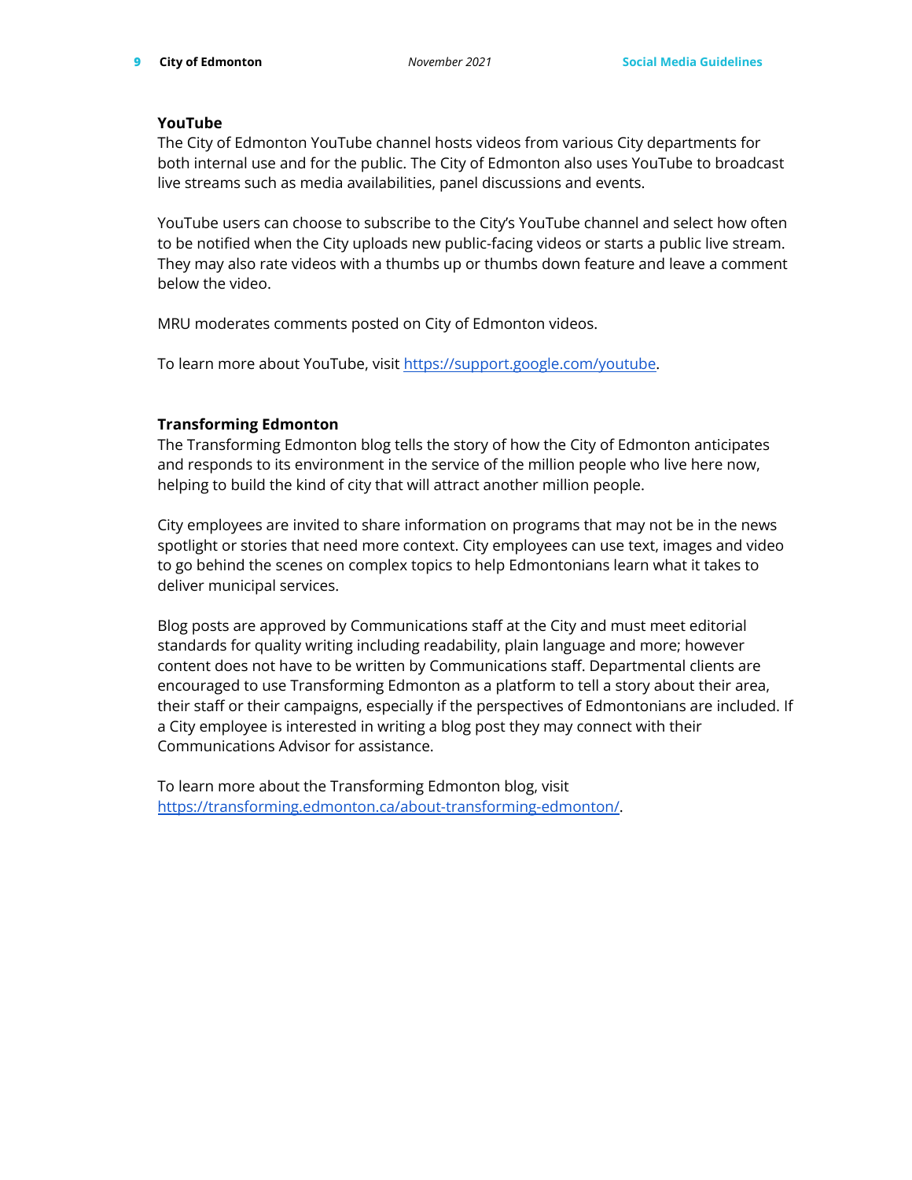### YouTube

The City of Edmonton YouTube channel hosts videos from various City departments for both internal use and for the public. The City of Edmonton also uses YouTube to broadcast live streams such as media availabilities, panel discussions and events.

YouTube users can choose to subscribe to the City's YouTube channel and select how often to be notified when the City uploads new public-facing videos or starts a public live stream. They may also rate videos with a thumbs up or thumbs down feature and leave a comment below the video.

MRU moderates comments posted on City of Edmonton videos.

To learn more about YouTube, visit [https://support.google.com/youtube](https://support.google.com/youtube).

### Transforming Edmonton

The Transforming Edmonton blog tells the story of how the City of Edmonton anticipates and responds to its environment in the service of the million people who live here now, helping to build the kind of city that will attract another million people.

City employees are invited to share information on programs that may not be in the news spotlight or stories that need more context. City employees can use text, images and video to go behind the scenes on complex topics to help Edmontonians learn what it takes to deliver municipal services.

Blog posts are approved by Communications staff at the City and must meet editorial standards for quality writing including readability, plain language and more; however content does not have to be written by Communications staff. Departmental clients are encouraged to use Transforming Edmonton as a platform to tell a story about their area, their staff or their campaigns, especially if the perspectives of Edmontonians are included. If a City employee is interested in writing a blog post they may connect with their Communications Advisor for assistance.

To learn more about the Transforming Edmonton blog, visit [https://transforming.edmonton.ca/about-transforming-edmonton/](https://transforming.edmonton.ca/about-transforming-edmonton/).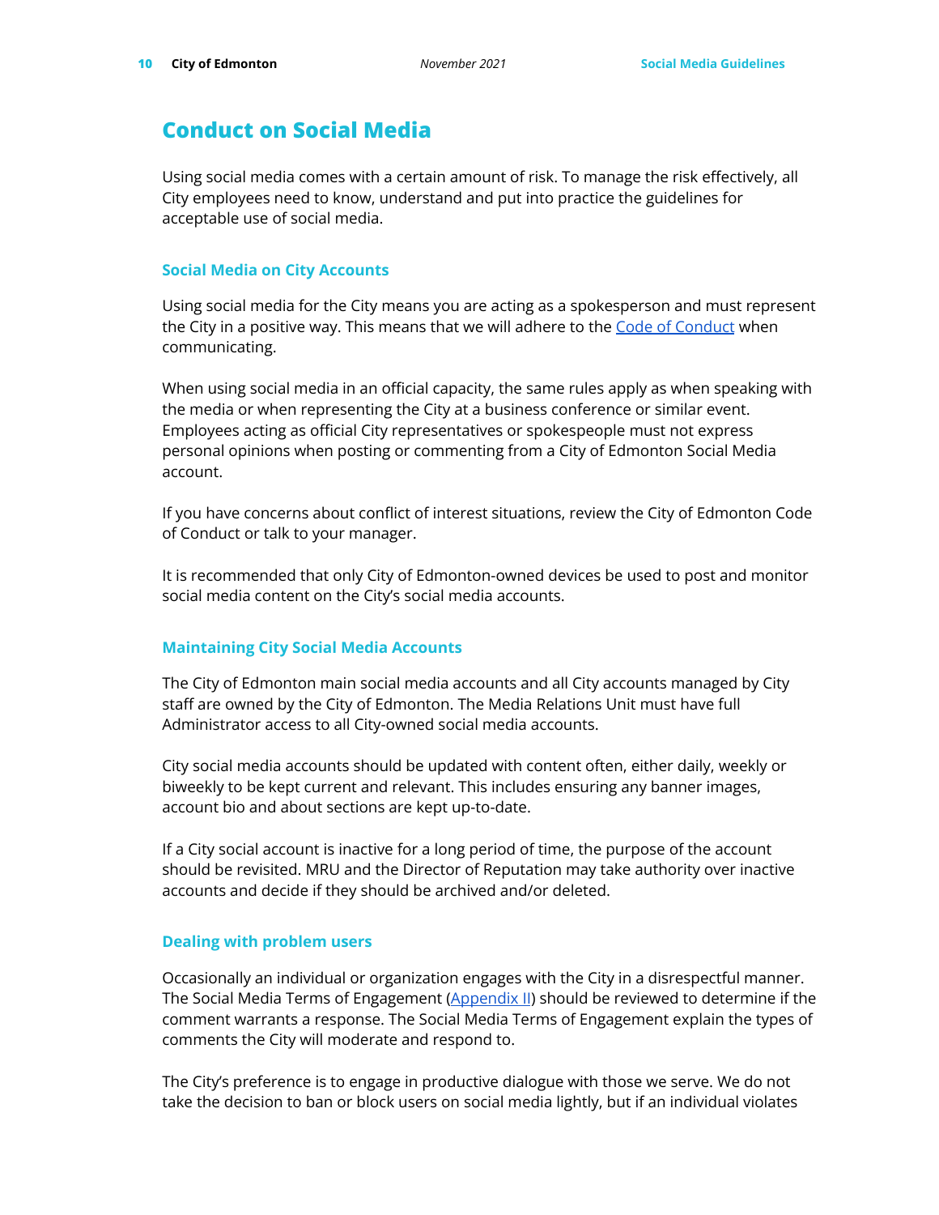# Conduct on Social Media

Using social media comes with a certain amount of risk. To manage the risk effectively, all City employees need to know, understand and put into practice the guidelines for acceptable use of social media.

## Social Media on City Accounts

Using social media for the City means you are acting as a spokesperson and must represent the City in a positive way. This means that we will adhere to the Code of Conduct when communicating.

When using social media in an official capacity, the same rules apply as when speaking with the media or when representing the City at a business conference or similar event. Employees acting as official City representatives or spokespeople must not express personal opinions when posting or commenting from a City of Edmonton Social Media account.

If you have concerns about conflict of interest situations, review the City of Edmonton Code of Conduct or talk to your manager.

It is recommended that only City of Edmonton-owned devices be used to post and monitor social media content on the City's social media accounts.

## Maintaining City Social Media Accounts

The City of Edmonton main social media accounts and all City accounts managed by City staff are owned by the City of Edmonton. The Media Relations Unit must have full Administrator access to all City-owned social media accounts.

City social media accounts should be updated with content often, either daily, weekly or biweekly to be kept current and relevant. This includes ensuring any banner images, account bio and about sections are kept up-to-date.

If a City social account is inactive for a long period of time, the purpose of the account should be revisited. MRU and the Director of Reputation may take authority over inactive accounts and decide if they should be archived and/or deleted.

## Dealing with problem users

Occasionally an individual or organization engages with the City in a disrespectful manner. The Social Media Terms of Engagement (Appendix II) should be reviewed to determine if the comment warrants a response. The Social Media Terms of Engagement explain the types of comments the City will moderate and respond to.

The City's preference is to engage in productive dialogue with those we serve. We do not take the decision to ban or block users on social media lightly, but if an individual violates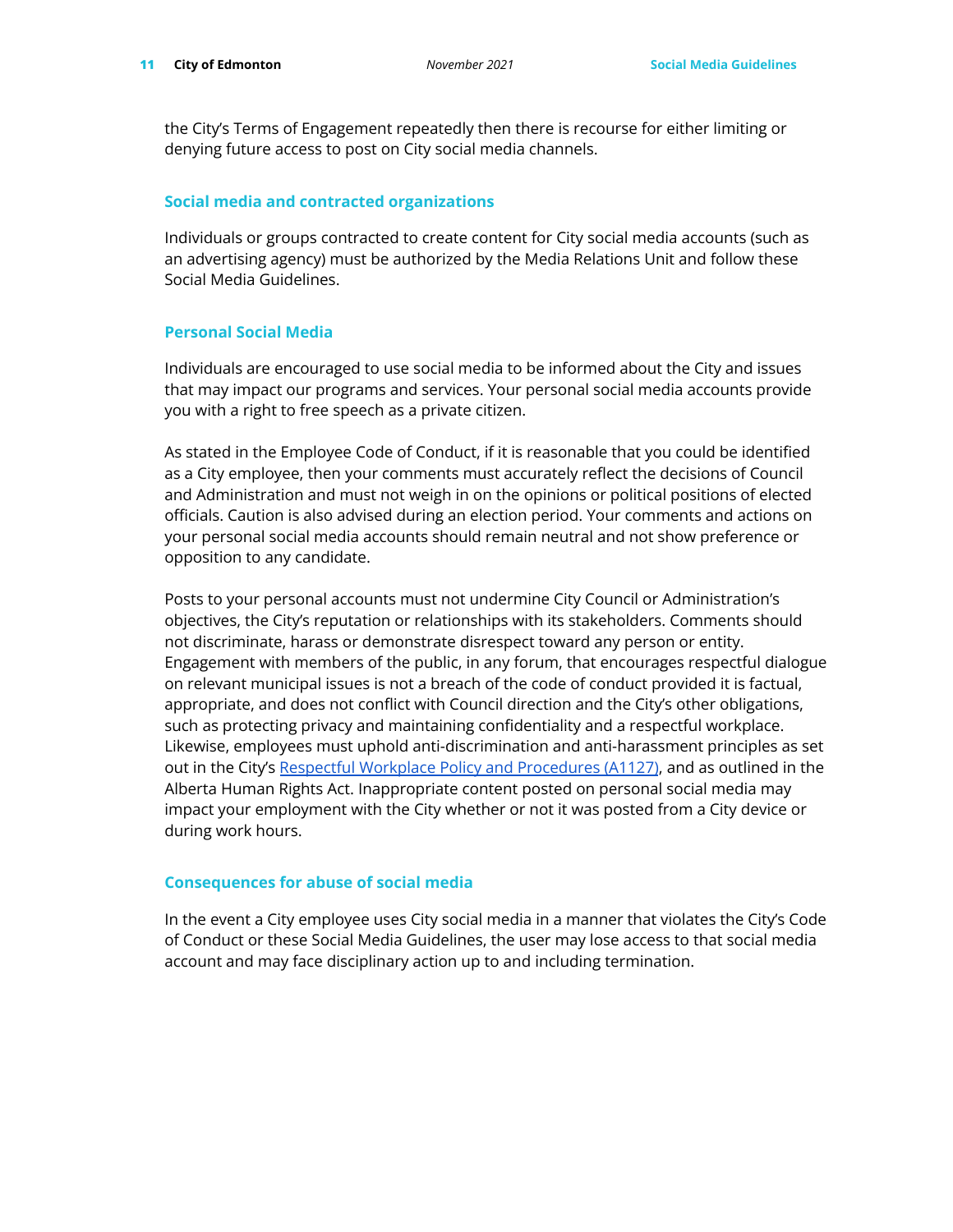the City's Terms of Engagement repeatedly then there is recourse for either limiting or denying future access to post on City social media channels.

### Social media and contracted organizations

Individuals or groups contracted to create content for City social media accounts (such as an advertising agency) must be authorized by the Media Relations Unit and follow these Social Media Guidelines.

### Personal Social Media

Individuals are encouraged to use social media to be informed about the City and issues that may impact our programs and services. Your personal social media accounts provide you with a right to free speech as a private citizen.

As stated in the Employee Code of Conduct, if it is reasonable that you could be identified as a City employee, then your comments must accurately reflect the decisions of Council and Administration and must not weigh in on the opinions or political positions of elected officials. Caution is also advised during an election period. Your comments and actions on your personal social media accounts should remain neutral and not show preference or opposition to any candidate.

Posts to your personal accounts must not undermine City Council or Administration's objectives, the City's reputation or relationships with its stakeholders. Comments should not discriminate, harass or demonstrate disrespect toward any person or entity. Engagement with members of the public, in any forum, that encourages respectful dialogue on relevant municipal issues is not a breach of the code of conduct provided it is factual, appropriate, and does not conflict with Council direction and the City's other obligations, such as protecting privacy and maintaining confidentiality and a respectful workplace. Likewise, employees must uphold anti-discrimination and anti-harassment principles as set out in the City's Respectful Workplace Policy and Procedures (A1127), and as outlined in the Alberta Human Rights Act. Inappropriate content posted on personal social media may impact your employment with the City whether or not it was posted from a City device or during work hours.

### Consequences for abuse of social media

In the event a City employee uses City social media in a manner that violates the City's Code of Conduct or these Social Media Guidelines, the user may lose access to that social media account and may face disciplinary action up to and including termination.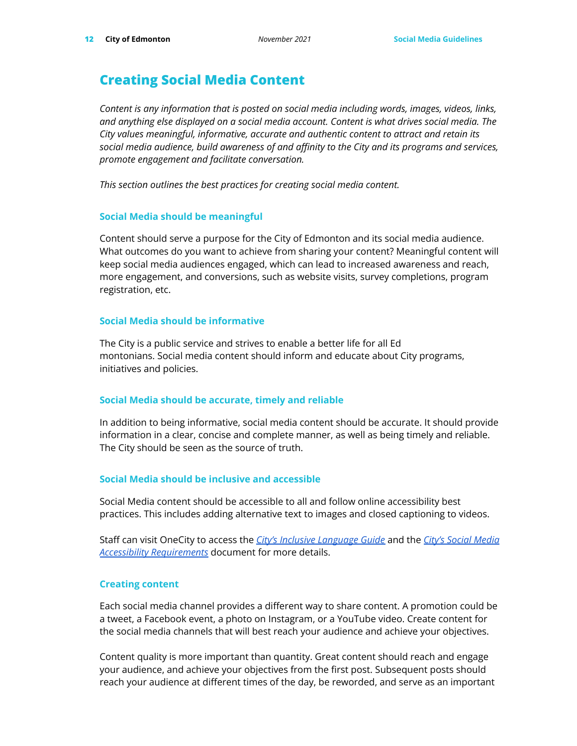# Creating Social Media Content

*Content is any information that is posted on social media including words, images, videos, links, and anything else displayed on a social media account. Content is what drives social media. The City values meaningful, informative, accurate and authentic content to attract and retain its social media audience, build awareness of and affinity to the City and its programs and services, promote engagement and facilitate conversation.*

*This section outlines the best practices for creating social media content.*

### Social Media should be meaningful

Content should serve a purpose for the City of Edmonton and its social media audience. What outcomes do you want to achieve from sharing your content? Meaningful content will keep social media audiences engaged, which can lead to increased awareness and reach, more engagement, and conversions, such as website visits, survey completions, program registration, etc.

### Social Media should be informative

The City is a public service and strives to enable a better life for all Edmontonians. Social media content should inform and educate about City programs, initiatives and policies.

### Social Media should be accurate, timely and reliable

In addition to being informative, social media content should be accurate. It should provide information in a clear, concise and complete manner, as well as being timely and reliable. The City should be seen as the source of truth.

### Social Media should be inclusive and accessible

Social Media content should be accessible to all and follow online accessibility best practices. This includes adding alternative text to images and closed captioning to videos.

Staff can visit OneCity to access the *City's Inclusive Language Guide* and the *City's Social Media Accessibility Requirements* document for more details.

### Creating content

Each social media channel provides a different way to share content. A promotion could be a tweet, a Facebook event, a photo on Instagram, or a YouTube video. Create content for the social media channels that will best reach your audience and achieve your objectives.

Content quality is more important than quantity. Great content should reach and engage your audience, and achieve your objectives from the first post. Subsequent posts should reach your audience at different times of the day, be reworded, and serve as an important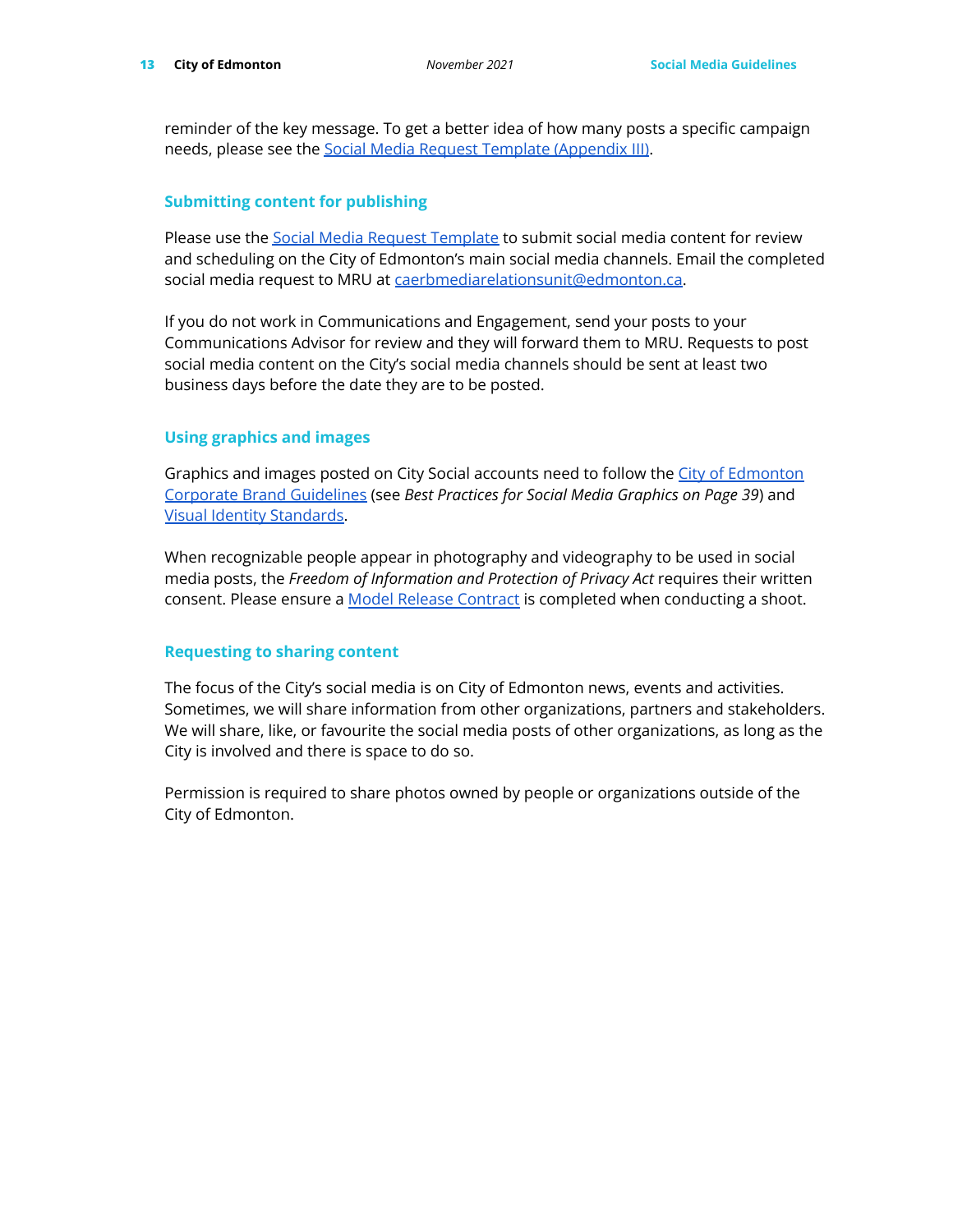reminder of the key message. To get a better idea of how many posts a specific campaign needs, please see the Social Media Request Template (Appendix III).

### Submitting content for publishing

Please use the Social Media Request Template to submit social media content for review and scheduling on the City of Edmonton's main social media channels. Email the completed social media request to MRU at caerbmediarelationsunit@edmonton.ca.

If you do not work in Communications and Engagement, send your posts to your Communications Advisor for review and they will forward them to MRU. Requests to post social media content on the City's social media channels should be sent at least two business days before the date they are to be posted.

### Using graphics and images

Graphics and images posted on City Social accounts need to follow the City of Edmonton Corporate Brand Guidelines (see *Best Practices for Social Media Graphics on Page 39*) and Visual Identity Standards.

When recognizable people appear in photography and videography to be used in social media posts, the *Freedom of Information and Protection of Privacy Act* requires their written consent. Please ensure a Model Release Contract is completed when conducting a shoot.

### Requesting to sharing content

The focus of the City's social media is on City of Edmonton news, events and activities. Sometimes, we will share information from other organizations, partners and stakeholders. We will share, like, or favourite the social media posts of other organizations, as long as the City is involved and there is space to do so.

Permission is required to share photos owned by people or organizations outside of the City of Edmonton.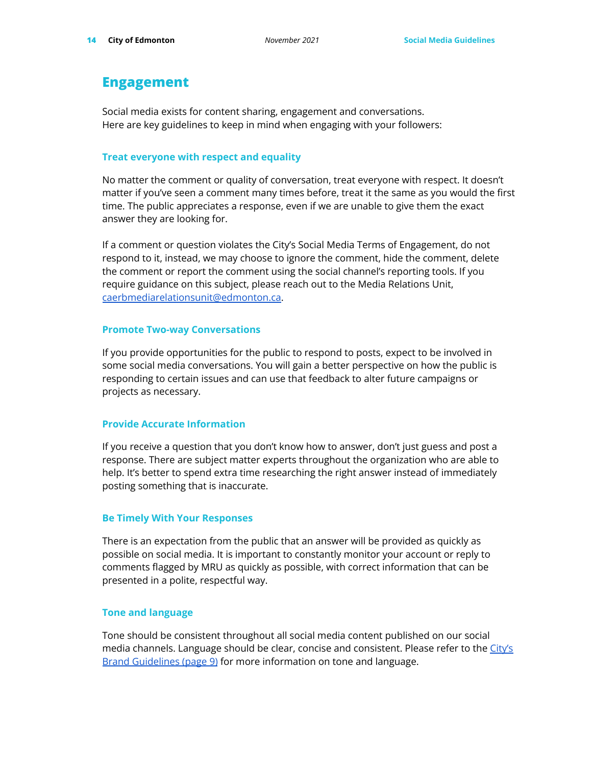## Engagement

Social media exists for content sharing, engagement and conversations.
Here are key guidelines to keep in mind when engaging with your followers:

### Treat everyone with respect and equality

No matter the comment or quality of conversation, treat everyone with respect. It doesn't matter if you've seen a comment many times before, treat it the same as you would the first time. The public appreciates a response, even if we are unable to give them the exact answer they are looking for.

If a comment or question violates the City's Social Media Terms of Engagement, do not respond to it, instead, we may choose to ignore the comment, hide the comment, delete the comment or report the comment using the social channel's reporting tools. If you require guidance on this subject, please reach out to the Media Relations Unit, [caerbmediarelationsunit@edmonton.ca](mailto:caerbmediarelationsunit@edmonton.ca).

### Promote Two-way Conversations

If you provide opportunities for the public to respond to posts, expect to be involved in some social media conversations. You will gain a better perspective on how the public is responding to certain issues and can use that feedback to alter future campaigns or projects as necessary.

### Provide Accurate Information

If you receive a question that you don't know how to answer, don't just guess and post a response. There are subject matter experts throughout the organization who are able to help. It's better to spend extra time researching the right answer instead of immediately posting something that is inaccurate.

### Be Timely With Your Responses

There is an expectation from the public that an answer will be provided as quickly as possible on social media. It is important to constantly monitor your account or reply to comments flagged by MRU as quickly as possible, with correct information that can be presented in a polite, respectful way.

### Tone and language

Tone should be consistent throughout all social media content published on our social media channels. Language should be clear, concise and consistent. Please refer to the City's Brand Guidelines (page 9) for more information on tone and language.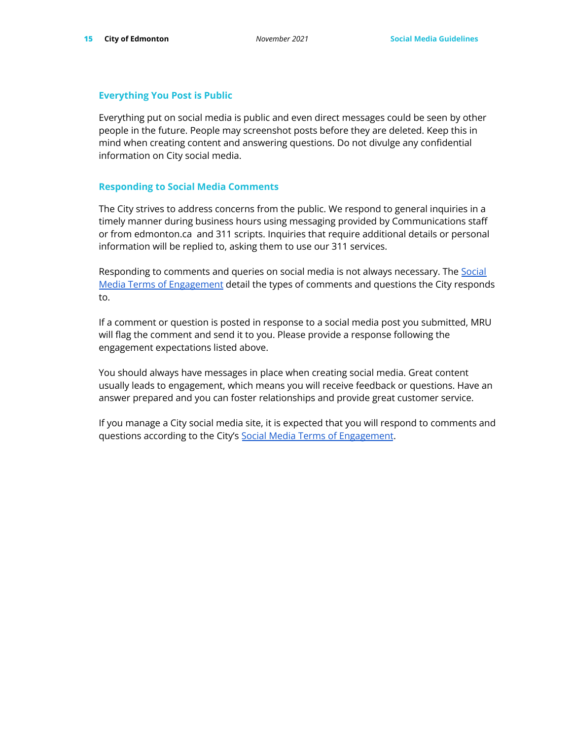## Everything You Post is Public

Everything put on social media is public and even direct messages could be seen by other people in the future. People may screenshot posts before they are deleted. Keep this in mind when creating content and answering questions. Do not divulge any confidential information on City social media.

## Responding to Social Media Comments

The City strives to address concerns from the public. We respond to general inquiries in a timely manner during business hours using messaging provided by Communications staff or from edmonton.ca  and 311 scripts. Inquiries that require additional details or personal information will be replied to, asking them to use our 311 services.

Responding to comments and queries on social media is not always necessary. The [Social Media Terms of Engagement] detail the types of comments and questions the City responds to.

If a comment or question is posted in response to a social media post you submitted, MRU will flag the comment and send it to you. Please provide a response following the engagement expectations listed above.

You should always have messages in place when creating social media. Great content usually leads to engagement, which means you will receive feedback or questions. Have an answer prepared and you can foster relationships and provide great customer service.

If you manage a City social media site, it is expected that you will respond to comments and questions according to the City's [Social Media Terms of Engagement].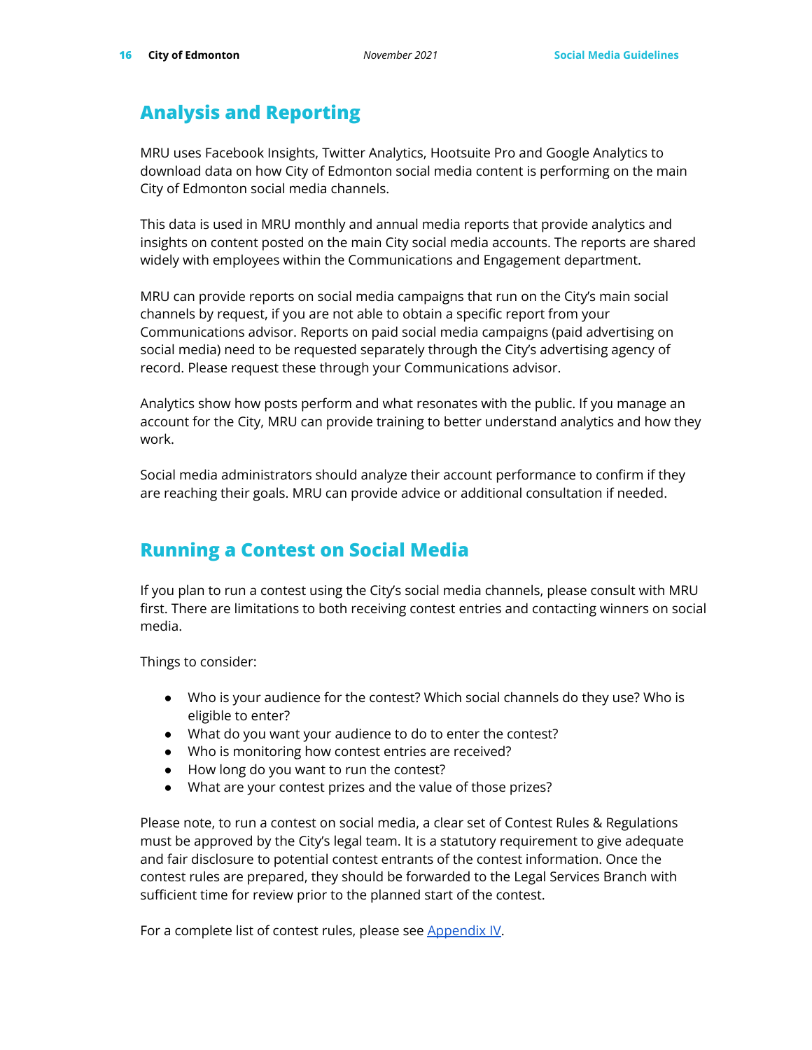## Analysis and Reporting

MRU uses Facebook Insights, Twitter Analytics, Hootsuite Pro and Google Analytics to download data on how City of Edmonton social media content is performing on the main City of Edmonton social media channels.

This data is used in MRU monthly and annual media reports that provide analytics and insights on content posted on the main City social media accounts. The reports are shared widely with employees within the Communications and Engagement department.

MRU can provide reports on social media campaigns that run on the City's main social channels by request, if you are not able to obtain a specific report from your Communications advisor. Reports on paid social media campaigns (paid advertising on social media) need to be requested separately through the City's advertising agency of record. Please request these through your Communications advisor.

Analytics show how posts perform and what resonates with the public. If you manage an account for the City, MRU can provide training to better understand analytics and how they work.

Social media administrators should analyze their account performance to confirm if they are reaching their goals. MRU can provide advice or additional consultation if needed.

## Running a Contest on Social Media

If you plan to run a contest using the City's social media channels, please consult with MRU first. There are limitations to both receiving contest entries and contacting winners on social media.

Things to consider:

- Who is your audience for the contest? Which social channels do they use? Who is eligible to enter?
- What do you want your audience to do to enter the contest?
- Who is monitoring how contest entries are received?
- How long do you want to run the contest?
- What are your contest prizes and the value of those prizes?

Please note, to run a contest on social media, a clear set of Contest Rules & Regulations must be approved by the City's legal team. It is a statutory requirement to give adequate and fair disclosure to potential contest entrants of the contest information. Once the contest rules are prepared, they should be forwarded to the Legal Services Branch with sufficient time for review prior to the planned start of the contest.

For a complete list of contest rules, please see Appendix IV.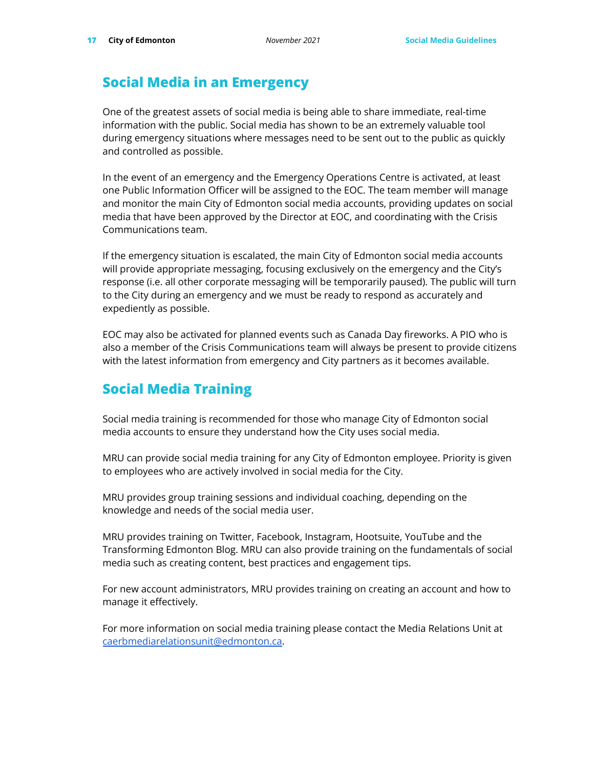## Social Media in an Emergency

One of the greatest assets of social media is being able to share immediate, real-time information with the public. Social media has shown to be an extremely valuable tool during emergency situations where messages need to be sent out to the public as quickly and controlled as possible.

In the event of an emergency and the Emergency Operations Centre is activated, at least one Public Information Officer will be assigned to the EOC. The team member will manage and monitor the main City of Edmonton social media accounts, providing updates on social media that have been approved by the Director at EOC, and coordinating with the Crisis Communications team.

If the emergency situation is escalated, the main City of Edmonton social media accounts will provide appropriate messaging, focusing exclusively on the emergency and the City's response (i.e. all other corporate messaging will be temporarily paused). The public will turn to the City during an emergency and we must be ready to respond as accurately and expediently as possible.

EOC may also be activated for planned events such as Canada Day fireworks. A PIO who is also a member of the Crisis Communications team will always be present to provide citizens with the latest information from emergency and City partners as it becomes available.

## Social Media Training

Social media training is recommended for those who manage City of Edmonton social media accounts to ensure they understand how the City uses social media.

MRU can provide social media training for any City of Edmonton employee. Priority is given to employees who are actively involved in social media for the City.

MRU provides group training sessions and individual coaching, depending on the knowledge and needs of the social media user.

MRU provides training on Twitter, Facebook, Instagram, Hootsuite, YouTube and the Transforming Edmonton Blog. MRU can also provide training on the fundamentals of social media such as creating content, best practices and engagement tips.

For new account administrators, MRU provides training on creating an account and how to manage it effectively.

For more information on social media training please contact the Media Relations Unit at caerbmediarelationsunit@edmonton.ca.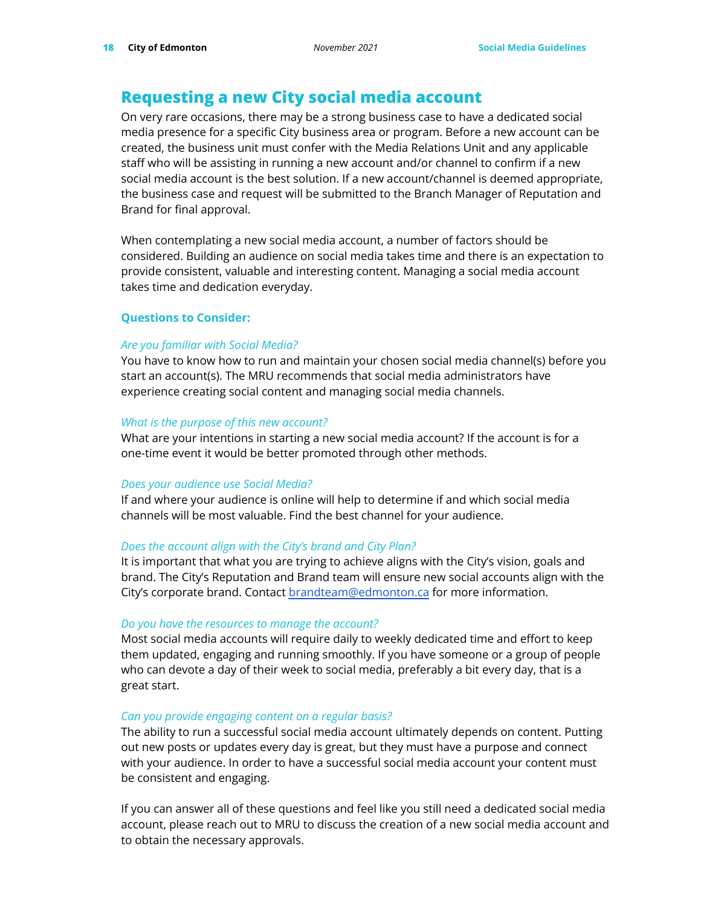## Requesting a new City social media account

On very rare occasions, there may be a strong business case to have a dedicated social media presence for a specific City business area or program. Before a new account can be created, the business unit must confer with the Media Relations Unit and any applicable staff who will be assisting in running a new account and/or channel to confirm if a new social media account is the best solution. If a new account/channel is deemed appropriate, the business case and request will be submitted to the Branch Manager of Reputation and Brand for final approval.

When contemplating a new social media account, a number of factors should be considered. Building an audience on social media takes time and there is an expectation to provide consistent, valuable and interesting content. Managing a social media account takes time and dedication everyday.

### Questions to Consider:

*Are you familiar with Social Media?*

You have to know how to run and maintain your chosen social media channel(s) before you start an account(s). The MRU recommends that social media administrators have experience creating social content and managing social media channels.

*What is the purpose of this new account?*

What are your intentions in starting a new social media account? If the account is for a one-time event it would be better promoted through other methods.

*Does your audience use Social Media?*

If and where your audience is online will help to determine if and which social media channels will be most valuable. Find the best channel for your audience.

*Does the account align with the City's brand and City Plan?*

It is important that what you are trying to achieve aligns with the City's vision, goals and brand. The City's Reputation and Brand team will ensure new social accounts align with the City's corporate brand. Contact brandteam@edmonton.ca for more information.

*Do you have the resources to manage the account?*

Most social media accounts will require daily to weekly dedicated time and effort to keep them updated, engaging and running smoothly. If you have someone or a group of people who can devote a day of their week to social media, preferably a bit every day, that is a great start.

*Can you provide engaging content on a regular basis?*

The ability to run a successful social media account ultimately depends on content. Putting out new posts or updates every day is great, but they must have a purpose and connect with your audience. In order to have a successful social media account your content must be consistent and engaging.

If you can answer all of these questions and feel like you still need a dedicated social media account, please reach out to MRU to discuss the creation of a new social media account and to obtain the necessary approvals.